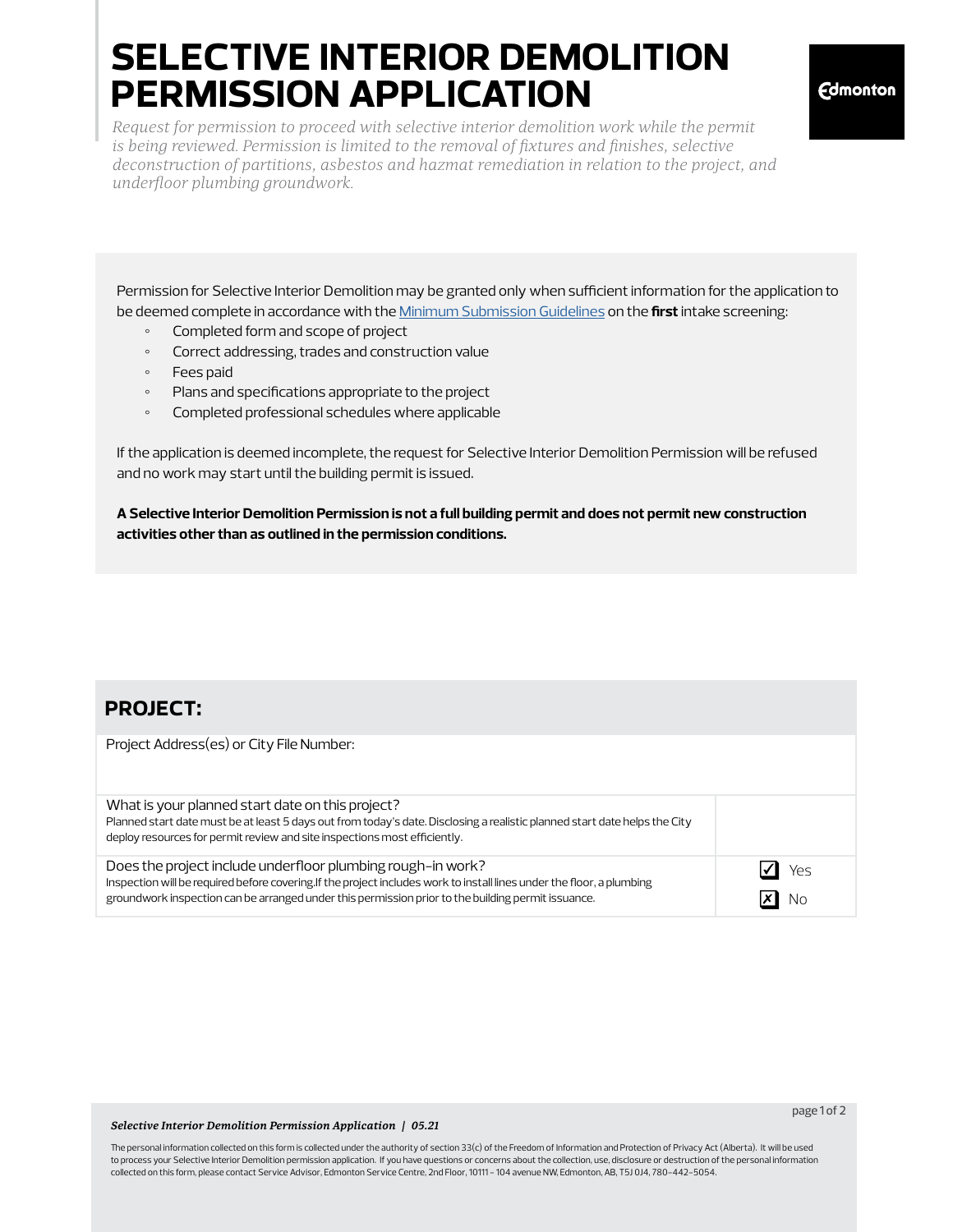# SELECTIVE INTERIOR DEMOLITION PERMISSION APPLICATION

*Request for permission to proceed with selective interior demolition work while the permit is being reviewed. Permission is limited to the removal of fixtures and finishes, selective deconstruction of partitions, asbestos and hazmat remediation in relation to the project, and underfloor plumbing groundwork.*

Permission for Selective Interior Demolition may be granted only when sufficient information for the application to be deemed complete in accordance with the [Minimum Submission Guidelines] on the **first** intake screening:

- Completed form and scope of project
- Correct addressing, trades and construction value
- Fees paid
- Plans and specifications appropriate to the project
- Completed professional schedules where applicable

If the application is deemed incomplete, the request for Selective Interior Demolition Permission will be refused and no work may start until the building permit is issued.

**A Selective Interior Demolition Permission is not a full building permit and does not permit new construction activities other than as outlined in the permission conditions.**

## PROJECT:

| | |
|---|---|
| Project Address(es) or City File Number: | |
| What is your planned start date on this project?<br>Planned start date must be at least 5 days out from today's date. Disclosing a realistic planned start date helps the City deploy resources for permit review and site inspections most efficiently. | |
| Does the project include underfloor plumbing rough-in work?<br>Inspection will be required before covering.If the project includes work to install lines under the floor, a plumbing groundwork inspection can be arranged under this permission prior to the building permit issuance. | ☑ Yes<br>☒ No |

*Selective Interior Demolition Permission Application | 05.21*

The personal information collected on this form is collected under the authority of section 33(c) of the Freedom of Information and Protection of Privacy Act (Alberta). It will be used to process your Selective Interior Demolition permission application. If you have questions or concerns about the collection, use, disclosure or destruction of the personal information collected on this form, please contact Service Advisor, Edmonton Service Centre, 2nd Floor, 10111 - 104 avenue NW, Edmonton, AB, T5J 0J4, 780-442-5054.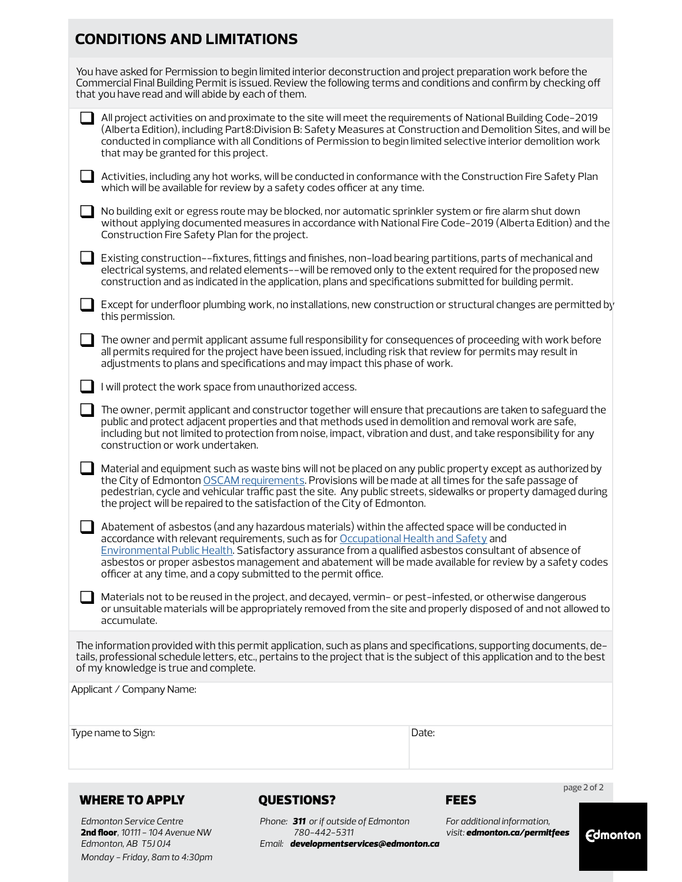## CONDITIONS AND LIMITATIONS

You have asked for Permission to begin limited interior deconstruction and project preparation work before the Commercial Final Building Permit is issued. Review the following terms and conditions and confirm by checking off that you have read and will abide by each of them.

- [ ] All project activities on and proximate to the site will meet the requirements of National Building Code–2019 (Alberta Edition), including Part8:Division B: Safety Measures at Construction and Demolition Sites, and will be conducted in compliance with all Conditions of Permission to begin limited selective interior demolition work that may be granted for this project.
- [ ] Activities, including any hot works, will be conducted in conformance with the Construction Fire Safety Plan which will be available for review by a safety codes officer at any time.
- [ ] No building exit or egress route may be blocked, nor automatic sprinkler system or fire alarm shut down without applying documented measures in accordance with National Fire Code–2019 (Alberta Edition) and the Construction Fire Safety Plan for the project.
- [ ] Existing construction––fixtures, fittings and finishes, non-load bearing partitions, parts of mechanical and electrical systems, and related elements––will be removed only to the extent required for the proposed new construction and as indicated in the application, plans and specifications submitted for building permit.
- [ ] Except for underfloor plumbing work, no installations, new construction or structural changes are permitted by this permission.
- [ ] The owner and permit applicant assume full responsibility for consequences of proceeding with work before all permits required for the project have been issued, including risk that review for permits may result in adjustments to plans and specifications and may impact this phase of work.
- [ ] I will protect the work space from unauthorized access.
- [ ] The owner, permit applicant and constructor together will ensure that precautions are taken to safeguard the public and protect adjacent properties and that methods used in demolition and removal work are safe, including but not limited to protection from noise, impact, vibration and dust, and take responsibility for any construction or work undertaken.
- [ ] Material and equipment such as waste bins will not be placed on any public property except as authorized by the City of Edmonton OSCAM requirements. Provisions will be made at all times for the safe passage of pedestrian, cycle and vehicular traffic past the site. Any public streets, sidewalks or property damaged during the project will be repaired to the satisfaction of the City of Edmonton.
- [ ] Abatement of asbestos (and any hazardous materials) within the affected space will be conducted in accordance with relevant requirements, such as for Occupational Health and Safety and Environmental Public Health. Satisfactory assurance from a qualified asbestos consultant of absence of asbestos or proper asbestos management and abatement will be made available for review by a safety codes officer at any time, and a copy submitted to the permit office.
- [ ] Materials not to be reused in the project, and decayed, vermin- or pest-infested, or otherwise dangerous or unsuitable materials will be appropriately removed from the site and properly disposed of and not allowed to accumulate.

The information provided with this permit application, such as plans and specifications, supporting documents, details, professional schedule letters, etc., pertains to the project that is the subject of this application and to the best of my knowledge is true and complete.

Applicant / Company Name:

Type name to Sign:

Date:

### WHERE TO APPLY

*Edmonton Service Centre*
***2nd floor**, 10111 - 104 Avenue NW*
*Edmonton, AB T5J 0J4*
*Monday - Friday, 8am to 4:30pm*

### QUESTIONS?

*Phone: **311** or if outside of Edmonton 780-442-5311*
*Email: **developmentservices@edmonton.ca***

### FEES

*For additional information, visit: **edmonton.ca/permitfees***

Edmonton